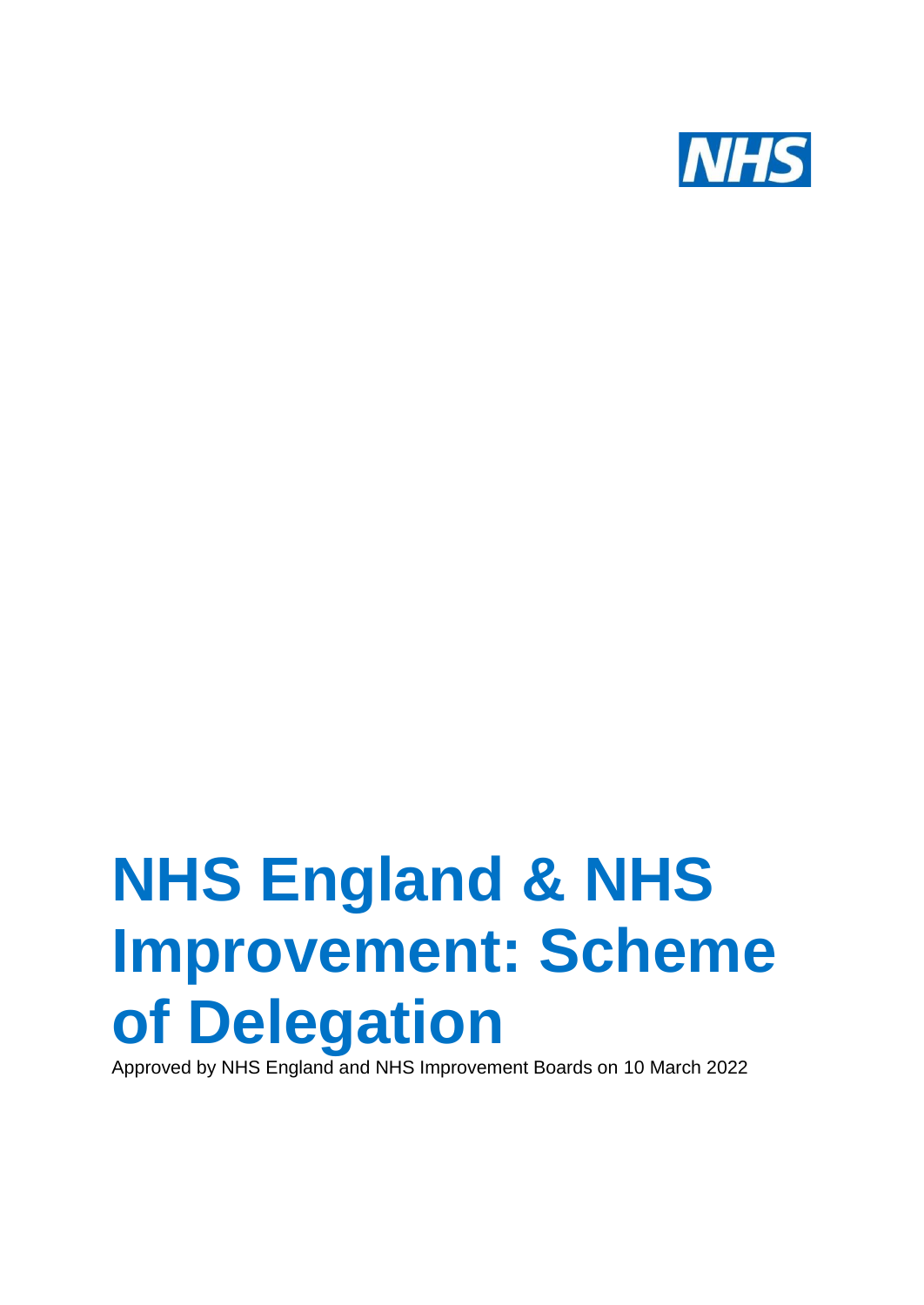# NHS England & NHS Improvement: Scheme of Delegation

Approved by NHS England and NHS Improvement Boards on 10 March 2022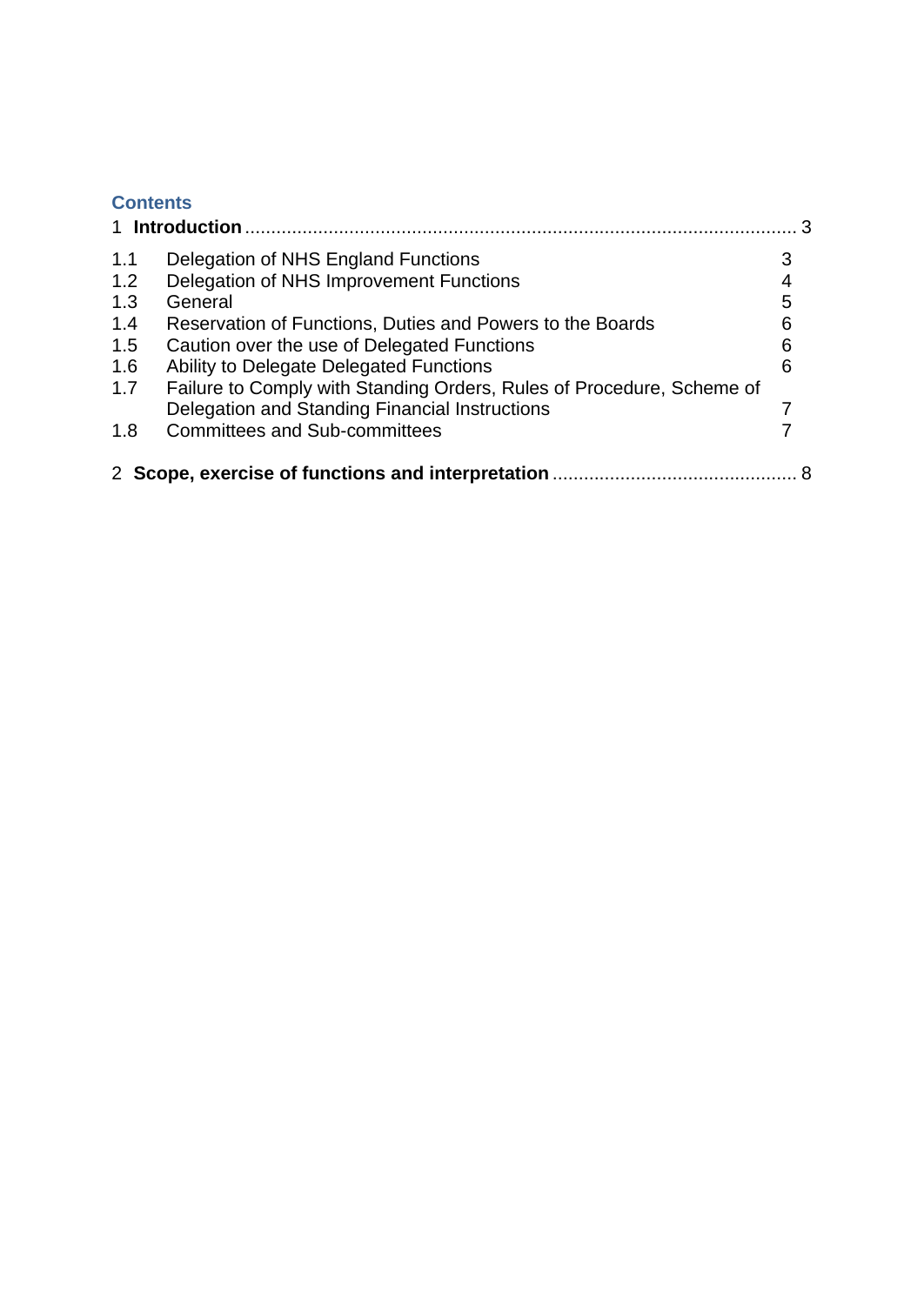## Contents

1 **Introduction** ........................................................................................................ 3

| | | |
|---|---|---|
| 1.1 | Delegation of NHS England Functions | 3 |
| 1.2 | Delegation of NHS Improvement Functions | 4 |
| 1.3 | General | 5 |
| 1.4 | Reservation of Functions, Duties and Powers to the Boards | 6 |
| 1.5 | Caution over the use of Delegated Functions | 6 |
| 1.6 | Ability to Delegate Delegated Functions | 6 |
| 1.7 | Failure to Comply with Standing Orders, Rules of Procedure, Scheme of Delegation and Standing Financial Instructions | 7 |
| 1.8 | Committees and Sub-committees | 7 |

2 **Scope, exercise of functions and interpretation** .............................................. 8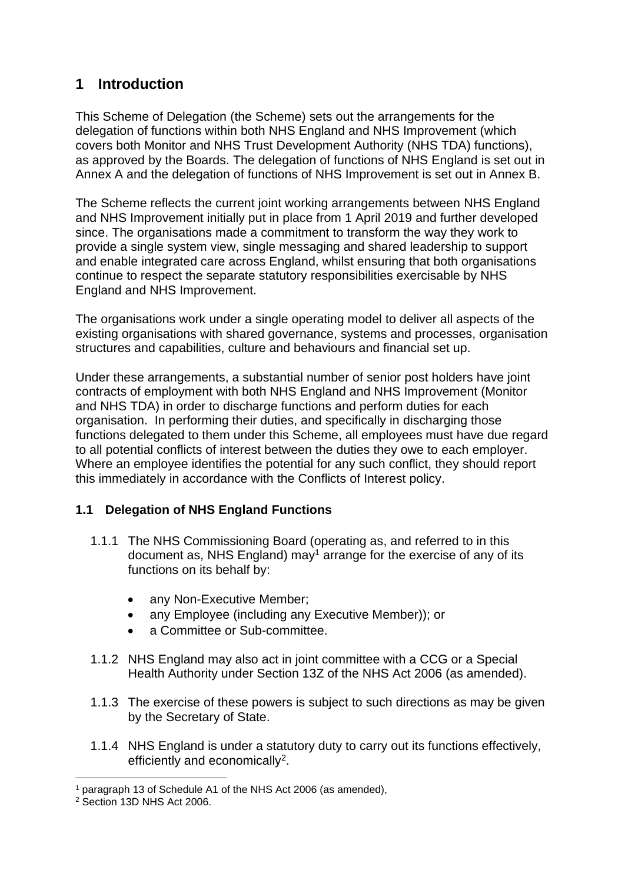# 1 Introduction

This Scheme of Delegation (the Scheme) sets out the arrangements for the delegation of functions within both NHS England and NHS Improvement (which covers both Monitor and NHS Trust Development Authority (NHS TDA) functions), as approved by the Boards. The delegation of functions of NHS England is set out in Annex A and the delegation of functions of NHS Improvement is set out in Annex B.

The Scheme reflects the current joint working arrangements between NHS England and NHS Improvement initially put in place from 1 April 2019 and further developed since. The organisations made a commitment to transform the way they work to provide a single system view, single messaging and shared leadership to support and enable integrated care across England, whilst ensuring that both organisations continue to respect the separate statutory responsibilities exercisable by NHS England and NHS Improvement.

The organisations work under a single operating model to deliver all aspects of the existing organisations with shared governance, systems and processes, organisation structures and capabilities, culture and behaviours and financial set up.

Under these arrangements, a substantial number of senior post holders have joint contracts of employment with both NHS England and NHS Improvement (Monitor and NHS TDA) in order to discharge functions and perform duties for each organisation. In performing their duties, and specifically in discharging those functions delegated to them under this Scheme, all employees must have due regard to all potential conflicts of interest between the duties they owe to each employer. Where an employee identifies the potential for any such conflict, they should report this immediately in accordance with the Conflicts of Interest policy.

## 1.1 Delegation of NHS England Functions

1.1.1 The NHS Commissioning Board (operating as, and referred to in this document as, NHS England) may[1] arrange for the exercise of any of its functions on its behalf by:

- any Non-Executive Member;
- any Employee (including any Executive Member)); or
- a Committee or Sub-committee.

1.1.2 NHS England may also act in joint committee with a CCG or a Special Health Authority under Section 13Z of the NHS Act 2006 (as amended).

1.1.3 The exercise of these powers is subject to such directions as may be given by the Secretary of State.

1.1.4 NHS England is under a statutory duty to carry out its functions effectively, efficiently and economically[2].

[1] paragraph 13 of Schedule A1 of the NHS Act 2006 (as amended),

[2] Section 13D NHS Act 2006.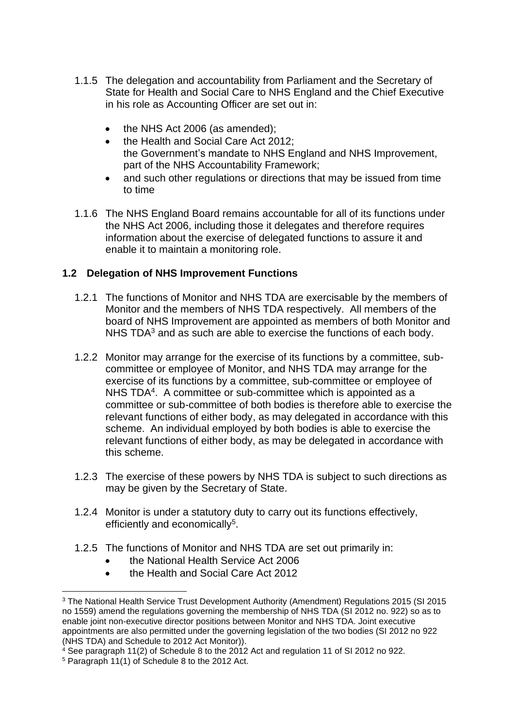1.1.5 The delegation and accountability from Parliament and the Secretary of State for Health and Social Care to NHS England and the Chief Executive in his role as Accounting Officer are set out in:

- the NHS Act 2006 (as amended);
- the Health and Social Care Act 2012;
  the Government's mandate to NHS England and NHS Improvement, part of the NHS Accountability Framework;
- and such other regulations or directions that may be issued from time to time

1.1.6 The NHS England Board remains accountable for all of its functions under the NHS Act 2006, including those it delegates and therefore requires information about the exercise of delegated functions to assure it and enable it to maintain a monitoring role.

## 1.2 Delegation of NHS Improvement Functions

1.2.1 The functions of Monitor and NHS TDA are exercisable by the members of Monitor and the members of NHS TDA respectively. All members of the board of NHS Improvement are appointed as members of both Monitor and NHS TDA[3] and as such are able to exercise the functions of each body.

1.2.2 Monitor may arrange for the exercise of its functions by a committee, sub-committee or employee of Monitor, and NHS TDA may arrange for the exercise of its functions by a committee, sub-committee or employee of NHS TDA[4]. A committee or sub-committee which is appointed as a committee or sub-committee of both bodies is therefore able to exercise the relevant functions of either body, as may delegated in accordance with this scheme. An individual employed by both bodies is able to exercise the relevant functions of either body, as may be delegated in accordance with this scheme.

1.2.3 The exercise of these powers by NHS TDA is subject to such directions as may be given by the Secretary of State.

1.2.4 Monitor is under a statutory duty to carry out its functions effectively, efficiently and economically[5].

1.2.5 The functions of Monitor and NHS TDA are set out primarily in:

- the National Health Service Act 2006
- the Health and Social Care Act 2012

---

[3] The National Health Service Trust Development Authority (Amendment) Regulations 2015 (SI 2015 no 1559) amend the regulations governing the membership of NHS TDA (SI 2012 no. 922) so as to enable joint non-executive director positions between Monitor and NHS TDA. Joint executive appointments are also permitted under the governing legislation of the two bodies (SI 2012 no 922 (NHS TDA) and Schedule to 2012 Act Monitor)).

[4] See paragraph 11(2) of Schedule 8 to the 2012 Act and regulation 11 of SI 2012 no 922.

[5] Paragraph 11(1) of Schedule 8 to the 2012 Act.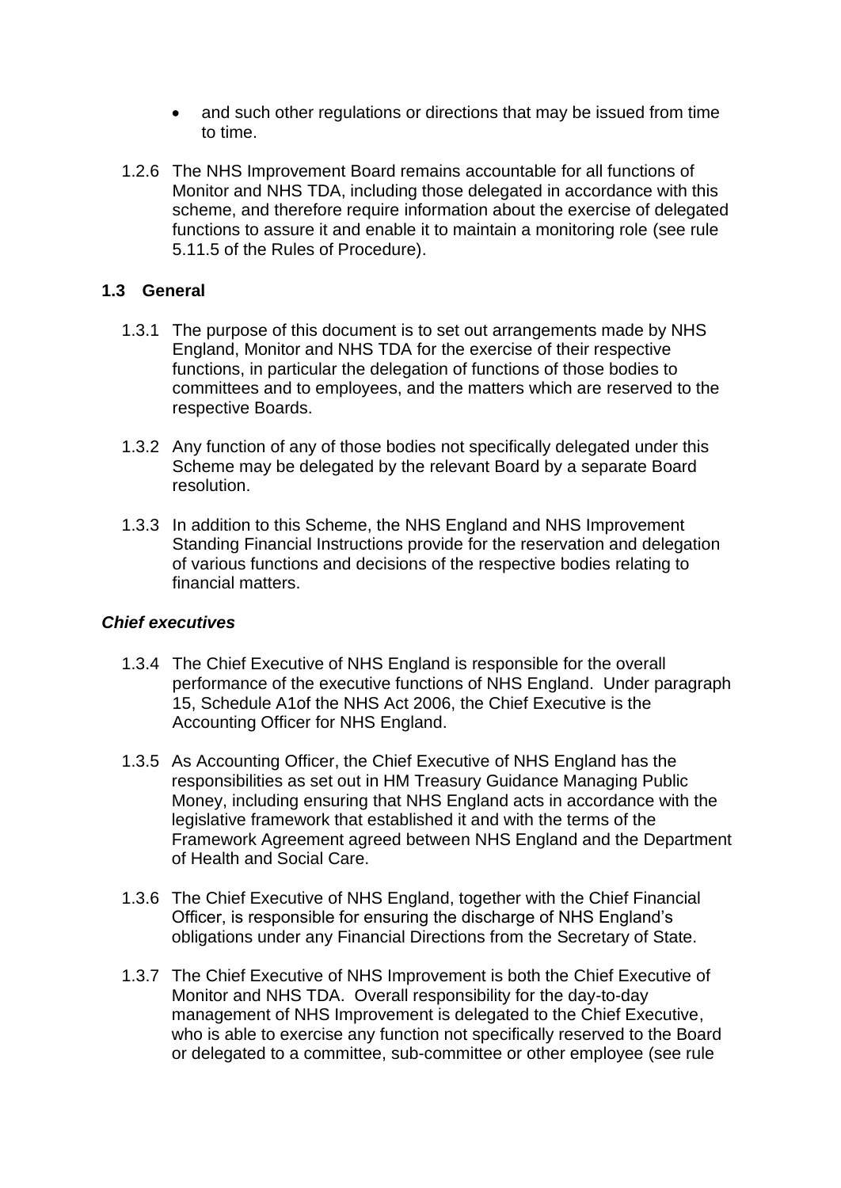- and such other regulations or directions that may be issued from time to time.

1.2.6 The NHS Improvement Board remains accountable for all functions of Monitor and NHS TDA, including those delegated in accordance with this scheme, and therefore require information about the exercise of delegated functions to assure it and enable it to maintain a monitoring role (see rule 5.11.5 of the Rules of Procedure).

### 1.3 General

1.3.1 The purpose of this document is to set out arrangements made by NHS England, Monitor and NHS TDA for the exercise of their respective functions, in particular the delegation of functions of those bodies to committees and to employees, and the matters which are reserved to the respective Boards.

1.3.2 Any function of any of those bodies not specifically delegated under this Scheme may be delegated by the relevant Board by a separate Board resolution.

1.3.3 In addition to this Scheme, the NHS England and NHS Improvement Standing Financial Instructions provide for the reservation and delegation of various functions and decisions of the respective bodies relating to financial matters.

#### *Chief executives*

1.3.4 The Chief Executive of NHS England is responsible for the overall performance of the executive functions of NHS England. Under paragraph 15, Schedule A1of the NHS Act 2006, the Chief Executive is the Accounting Officer for NHS England.

1.3.5 As Accounting Officer, the Chief Executive of NHS England has the responsibilities as set out in HM Treasury Guidance Managing Public Money, including ensuring that NHS England acts in accordance with the legislative framework that established it and with the terms of the Framework Agreement agreed between NHS England and the Department of Health and Social Care.

1.3.6 The Chief Executive of NHS England, together with the Chief Financial Officer, is responsible for ensuring the discharge of NHS England's obligations under any Financial Directions from the Secretary of State.

1.3.7 The Chief Executive of NHS Improvement is both the Chief Executive of Monitor and NHS TDA. Overall responsibility for the day-to-day management of NHS Improvement is delegated to the Chief Executive, who is able to exercise any function not specifically reserved to the Board or delegated to a committee, sub-committee or other employee (see rule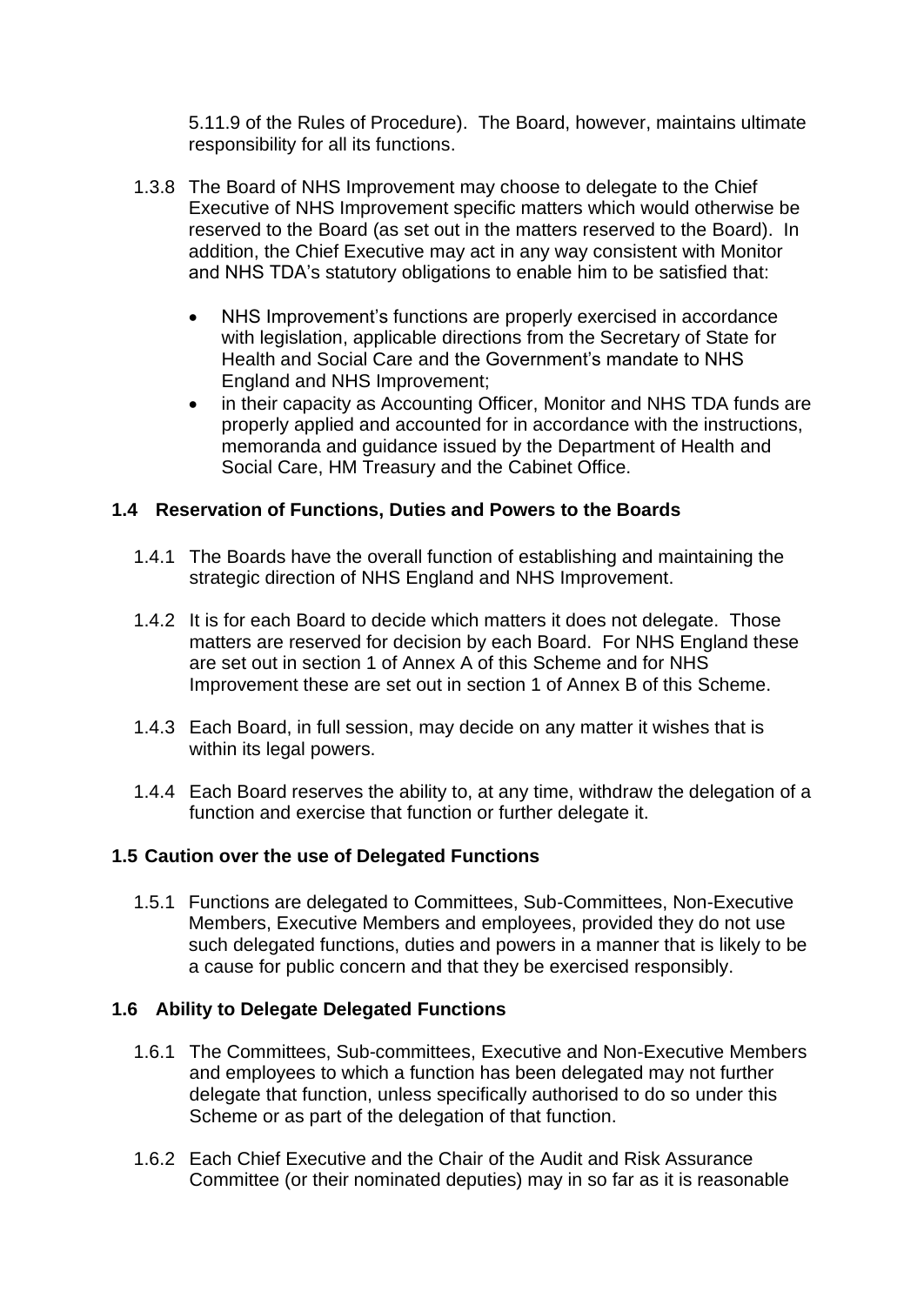5.11.9 of the Rules of Procedure). The Board, however, maintains ultimate responsibility for all its functions.

1.3.8 The Board of NHS Improvement may choose to delegate to the Chief Executive of NHS Improvement specific matters which would otherwise be reserved to the Board (as set out in the matters reserved to the Board). In addition, the Chief Executive may act in any way consistent with Monitor and NHS TDA's statutory obligations to enable him to be satisfied that:

- NHS Improvement's functions are properly exercised in accordance with legislation, applicable directions from the Secretary of State for Health and Social Care and the Government's mandate to NHS England and NHS Improvement;
- in their capacity as Accounting Officer, Monitor and NHS TDA funds are properly applied and accounted for in accordance with the instructions, memoranda and guidance issued by the Department of Health and Social Care, HM Treasury and the Cabinet Office.

### 1.4 Reservation of Functions, Duties and Powers to the Boards

1.4.1 The Boards have the overall function of establishing and maintaining the strategic direction of NHS England and NHS Improvement.

1.4.2 It is for each Board to decide which matters it does not delegate. Those matters are reserved for decision by each Board. For NHS England these are set out in section 1 of Annex A of this Scheme and for NHS Improvement these are set out in section 1 of Annex B of this Scheme.

1.4.3 Each Board, in full session, may decide on any matter it wishes that is within its legal powers.

1.4.4 Each Board reserves the ability to, at any time, withdraw the delegation of a function and exercise that function or further delegate it.

### 1.5 Caution over the use of Delegated Functions

1.5.1 Functions are delegated to Committees, Sub-Committees, Non-Executive Members, Executive Members and employees, provided they do not use such delegated functions, duties and powers in a manner that is likely to be a cause for public concern and that they be exercised responsibly.

### 1.6 Ability to Delegate Delegated Functions

1.6.1 The Committees, Sub-committees, Executive and Non-Executive Members and employees to which a function has been delegated may not further delegate that function, unless specifically authorised to do so under this Scheme or as part of the delegation of that function.

1.6.2 Each Chief Executive and the Chair of the Audit and Risk Assurance Committee (or their nominated deputies) may in so far as it is reasonable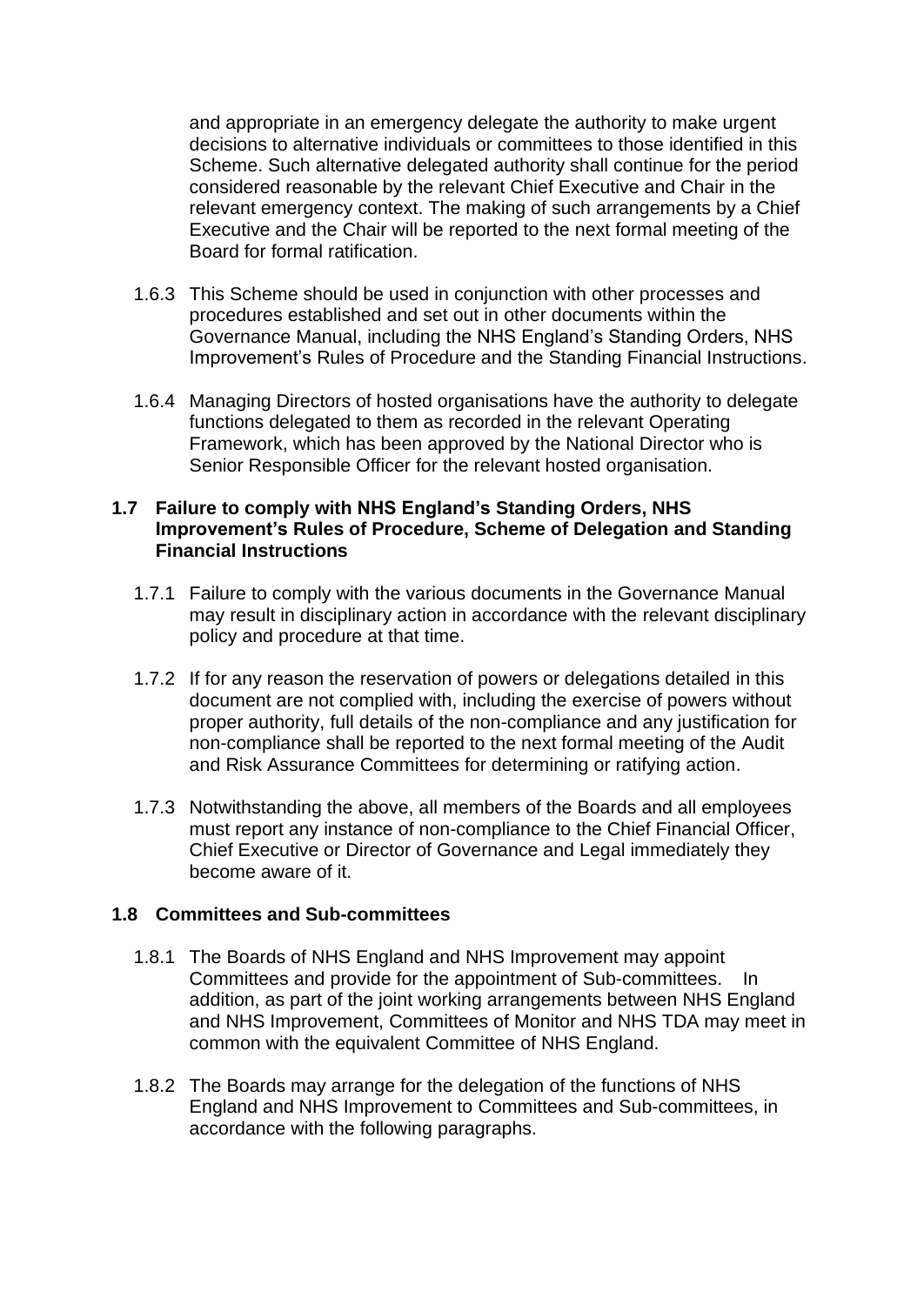and appropriate in an emergency delegate the authority to make urgent decisions to alternative individuals or committees to those identified in this Scheme. Such alternative delegated authority shall continue for the period considered reasonable by the relevant Chief Executive and Chair in the relevant emergency context. The making of such arrangements by a Chief Executive and the Chair will be reported to the next formal meeting of the Board for formal ratification.

1.6.3 This Scheme should be used in conjunction with other processes and procedures established and set out in other documents within the Governance Manual, including the NHS England's Standing Orders, NHS Improvement's Rules of Procedure and the Standing Financial Instructions.

1.6.4 Managing Directors of hosted organisations have the authority to delegate functions delegated to them as recorded in the relevant Operating Framework, which has been approved by the National Director who is Senior Responsible Officer for the relevant hosted organisation.

### 1.7 Failure to comply with NHS England's Standing Orders, NHS Improvement's Rules of Procedure, Scheme of Delegation and Standing Financial Instructions

1.7.1 Failure to comply with the various documents in the Governance Manual may result in disciplinary action in accordance with the relevant disciplinary policy and procedure at that time.

1.7.2 If for any reason the reservation of powers or delegations detailed in this document are not complied with, including the exercise of powers without proper authority, full details of the non-compliance and any justification for non-compliance shall be reported to the next formal meeting of the Audit and Risk Assurance Committees for determining or ratifying action.

1.7.3 Notwithstanding the above, all members of the Boards and all employees must report any instance of non-compliance to the Chief Financial Officer, Chief Executive or Director of Governance and Legal immediately they become aware of it.

### 1.8 Committees and Sub-committees

1.8.1 The Boards of NHS England and NHS Improvement may appoint Committees and provide for the appointment of Sub-committees. In addition, as part of the joint working arrangements between NHS England and NHS Improvement, Committees of Monitor and NHS TDA may meet in common with the equivalent Committee of NHS England.

1.8.2 The Boards may arrange for the delegation of the functions of NHS England and NHS Improvement to Committees and Sub-committees, in accordance with the following paragraphs.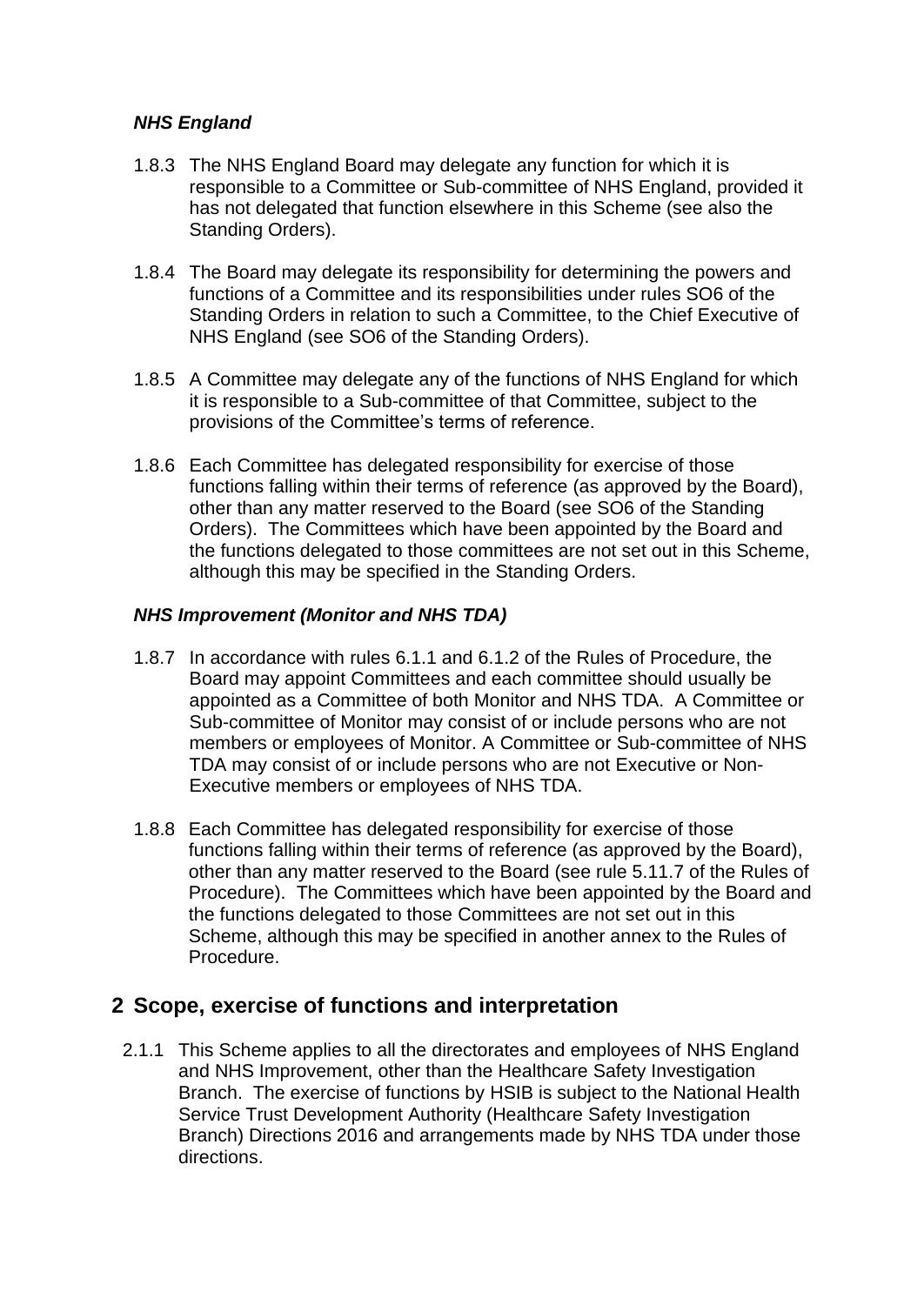### *NHS England*

1.8.3 The NHS England Board may delegate any function for which it is responsible to a Committee or Sub-committee of NHS England, provided it has not delegated that function elsewhere in this Scheme (see also the Standing Orders).

1.8.4 The Board may delegate its responsibility for determining the powers and functions of a Committee and its responsibilities under rules SO6 of the Standing Orders in relation to such a Committee, to the Chief Executive of NHS England (see SO6 of the Standing Orders).

1.8.5 A Committee may delegate any of the functions of NHS England for which it is responsible to a Sub-committee of that Committee, subject to the provisions of the Committee's terms of reference.

1.8.6 Each Committee has delegated responsibility for exercise of those functions falling within their terms of reference (as approved by the Board), other than any matter reserved to the Board (see SO6 of the Standing Orders). The Committees which have been appointed by the Board and the functions delegated to those committees are not set out in this Scheme, although this may be specified in the Standing Orders.

### *NHS Improvement (Monitor and NHS TDA)*

1.8.7 In accordance with rules 6.1.1 and 6.1.2 of the Rules of Procedure, the Board may appoint Committees and each committee should usually be appointed as a Committee of both Monitor and NHS TDA. A Committee or Sub-committee of Monitor may consist of or include persons who are not members or employees of Monitor. A Committee or Sub-committee of NHS TDA may consist of or include persons who are not Executive or Non-Executive members or employees of NHS TDA.

1.8.8 Each Committee has delegated responsibility for exercise of those functions falling within their terms of reference (as approved by the Board), other than any matter reserved to the Board (see rule 5.11.7 of the Rules of Procedure). The Committees which have been appointed by the Board and the functions delegated to those Committees are not set out in this Scheme, although this may be specified in another annex to the Rules of Procedure.

## 2 Scope, exercise of functions and interpretation

2.1.1 This Scheme applies to all the directorates and employees of NHS England and NHS Improvement, other than the Healthcare Safety Investigation Branch. The exercise of functions by HSIB is subject to the National Health Service Trust Development Authority (Healthcare Safety Investigation Branch) Directions 2016 and arrangements made by NHS TDA under those directions.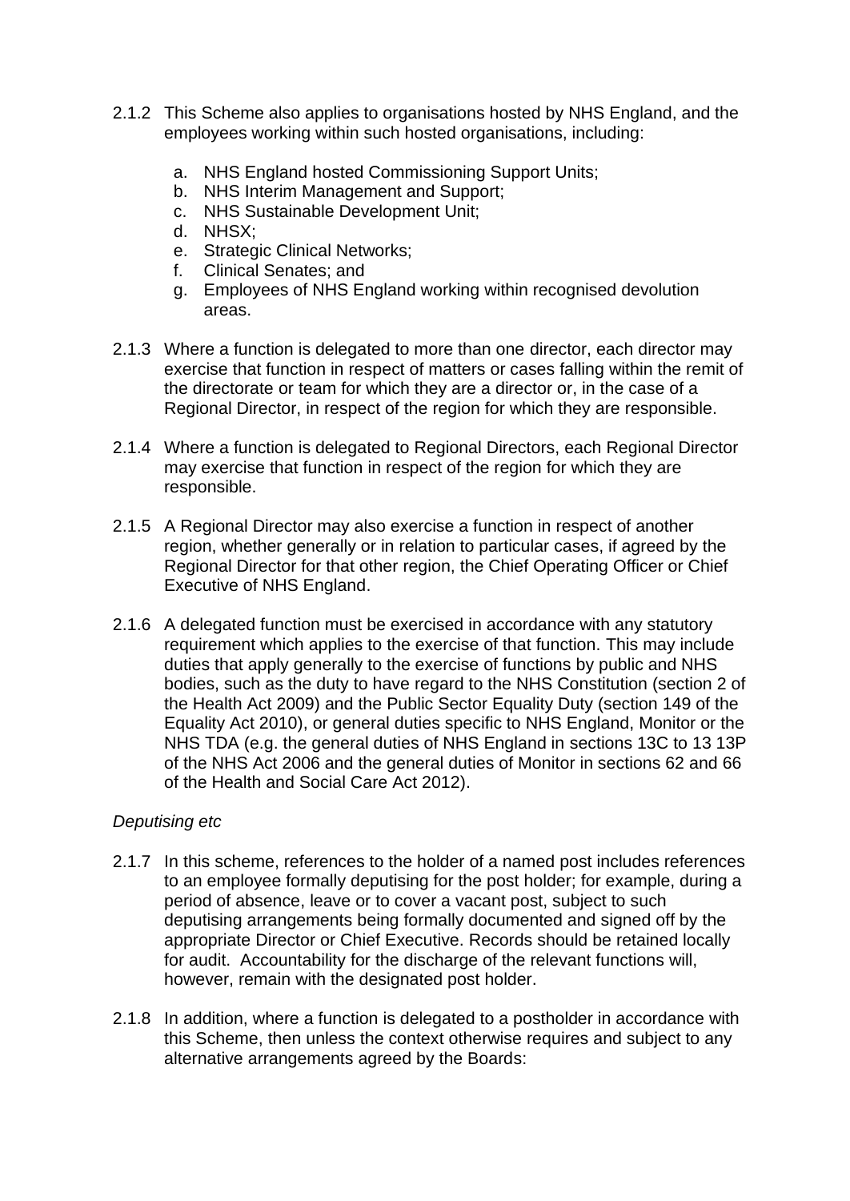2.1.2 This Scheme also applies to organisations hosted by NHS England, and the employees working within such hosted organisations, including:

a. NHS England hosted Commissioning Support Units;
b. NHS Interim Management and Support;
c. NHS Sustainable Development Unit;
d. NHSX;
e. Strategic Clinical Networks;
f. Clinical Senates; and
g. Employees of NHS England working within recognised devolution areas.

2.1.3 Where a function is delegated to more than one director, each director may exercise that function in respect of matters or cases falling within the remit of the directorate or team for which they are a director or, in the case of a Regional Director, in respect of the region for which they are responsible.

2.1.4 Where a function is delegated to Regional Directors, each Regional Director may exercise that function in respect of the region for which they are responsible.

2.1.5 A Regional Director may also exercise a function in respect of another region, whether generally or in relation to particular cases, if agreed by the Regional Director for that other region, the Chief Operating Officer or Chief Executive of NHS England.

2.1.6 A delegated function must be exercised in accordance with any statutory requirement which applies to the exercise of that function. This may include duties that apply generally to the exercise of functions by public and NHS bodies, such as the duty to have regard to the NHS Constitution (section 2 of the Health Act 2009) and the Public Sector Equality Duty (section 149 of the Equality Act 2010), or general duties specific to NHS England, Monitor or the NHS TDA (e.g. the general duties of NHS England in sections 13C to 13 13P of the NHS Act 2006 and the general duties of Monitor in sections 62 and 66 of the Health and Social Care Act 2012).

*Deputising etc*

2.1.7 In this scheme, references to the holder of a named post includes references to an employee formally deputising for the post holder; for example, during a period of absence, leave or to cover a vacant post, subject to such deputising arrangements being formally documented and signed off by the appropriate Director or Chief Executive. Records should be retained locally for audit. Accountability for the discharge of the relevant functions will, however, remain with the designated post holder.

2.1.8 In addition, where a function is delegated to a postholder in accordance with this Scheme, then unless the context otherwise requires and subject to any alternative arrangements agreed by the Boards: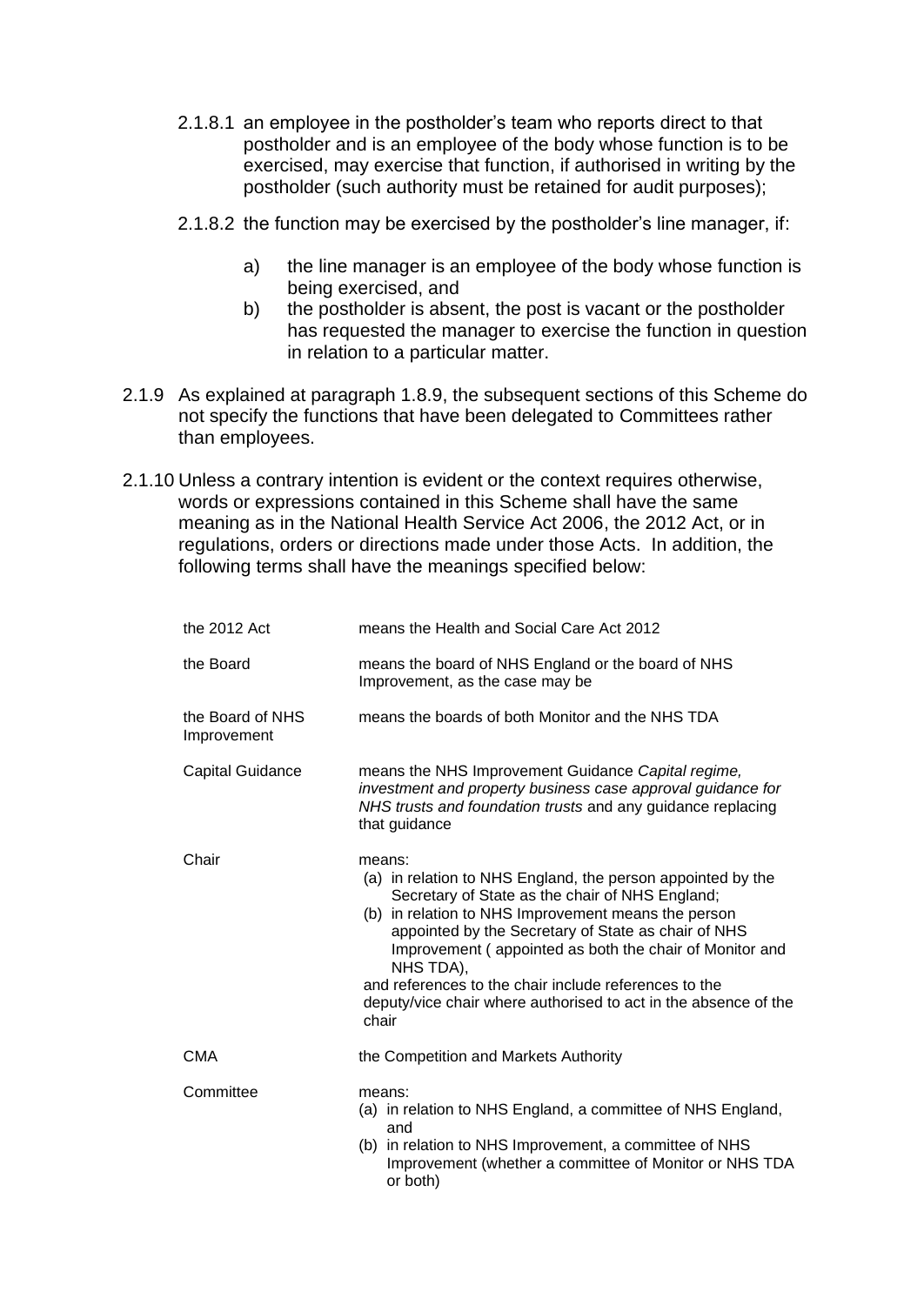2.1.8.1 an employee in the postholder's team who reports direct to that postholder and is an employee of the body whose function is to be exercised, may exercise that function, if authorised in writing by the postholder (such authority must be retained for audit purposes);

2.1.8.2 the function may be exercised by the postholder's line manager, if:

a) the line manager is an employee of the body whose function is being exercised, and
b) the postholder is absent, the post is vacant or the postholder has requested the manager to exercise the function in question in relation to a particular matter.

2.1.9 As explained at paragraph 1.8.9, the subsequent sections of this Scheme do not specify the functions that have been delegated to Committees rather than employees.

2.1.10 Unless a contrary intention is evident or the context requires otherwise, words or expressions contained in this Scheme shall have the same meaning as in the National Health Service Act 2006, the 2012 Act, or in regulations, orders or directions made under those Acts. In addition, the following terms shall have the meanings specified below:

| | |
|---|---|
| the 2012 Act | means the Health and Social Care Act 2012 |
| the Board | means the board of NHS England or the board of NHS Improvement, as the case may be |
| the Board of NHS Improvement | means the boards of both Monitor and the NHS TDA |
| Capital Guidance | means the NHS Improvement Guidance *Capital regime, investment and property business case approval guidance for NHS trusts and foundation trusts* and any guidance replacing that guidance |
| Chair | means:<br>(a) in relation to NHS England, the person appointed by the Secretary of State as the chair of NHS England;<br>(b) in relation to NHS Improvement means the person appointed by the Secretary of State as chair of NHS Improvement ( appointed as both the chair of Monitor and NHS TDA),<br>and references to the chair include references to the deputy/vice chair where authorised to act in the absence of the chair |
| CMA | the Competition and Markets Authority |
| Committee | means:<br>(a) in relation to NHS England, a committee of NHS England, and<br>(b) in relation to NHS Improvement, a committee of NHS Improvement (whether a committee of Monitor or NHS TDA or both) |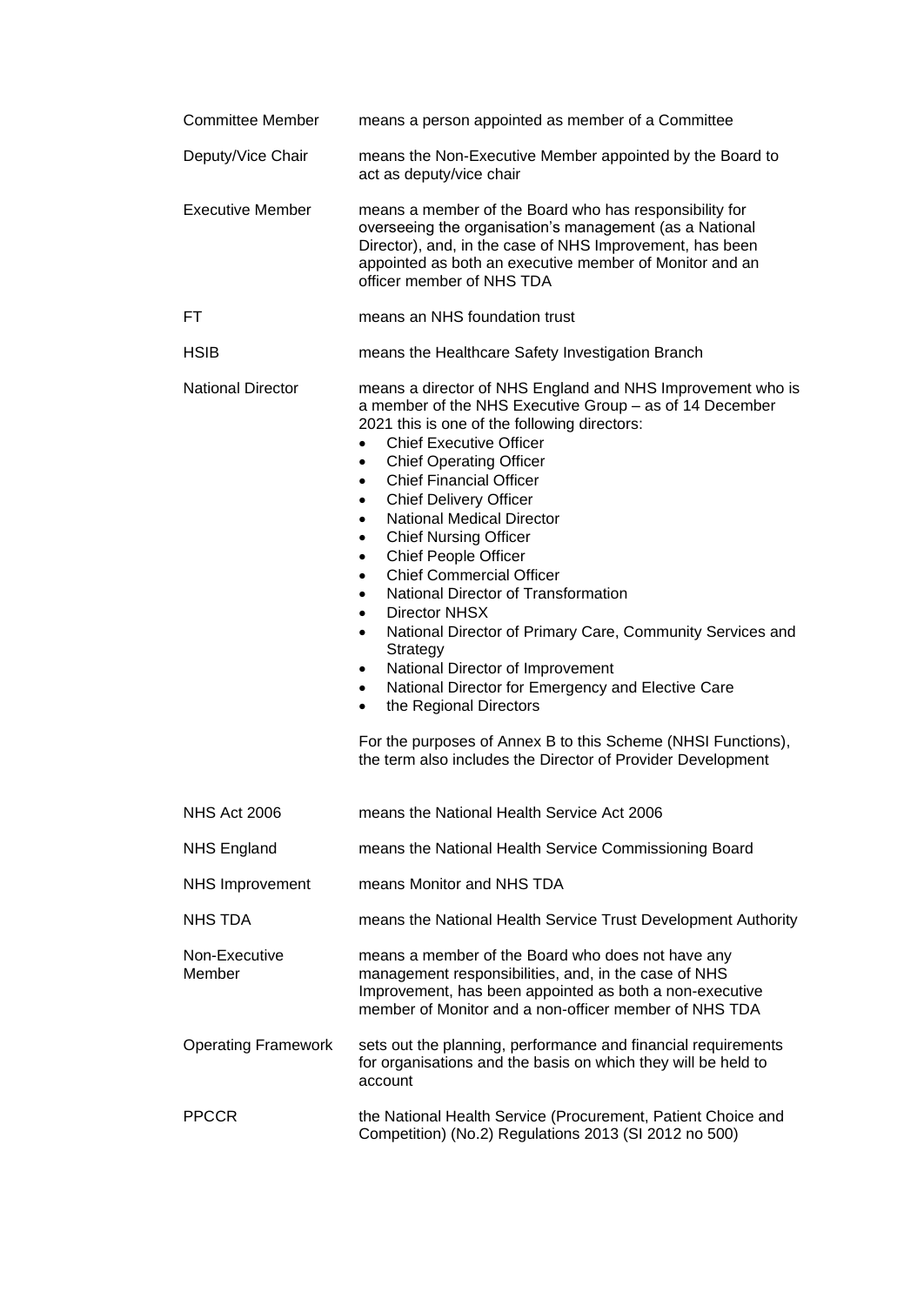| | |
|---|---|
| Committee Member | means a person appointed as member of a Committee |
| Deputy/Vice Chair | means the Non-Executive Member appointed by the Board to act as deputy/vice chair |
| Executive Member | means a member of the Board who has responsibility for overseeing the organisation's management (as a National Director), and, in the case of NHS Improvement, has been appointed as both an executive member of Monitor and an officer member of NHS TDA |
| FT | means an NHS foundation trust |
| HSIB | means the Healthcare Safety Investigation Branch |
| National Director | means a director of NHS England and NHS Improvement who is a member of the NHS Executive Group – as of 14 December 2021 this is one of the following directors:<br>• Chief Executive Officer<br>• Chief Operating Officer<br>• Chief Financial Officer<br>• Chief Delivery Officer<br>• National Medical Director<br>• Chief Nursing Officer<br>• Chief People Officer<br>• Chief Commercial Officer<br>• National Director of Transformation<br>• Director NHSX<br>• National Director of Primary Care, Community Services and Strategy<br>• National Director of Improvement<br>• National Director for Emergency and Elective Care<br>• the Regional Directors<br><br>For the purposes of Annex B to this Scheme (NHSI Functions), the term also includes the Director of Provider Development |
| NHS Act 2006 | means the National Health Service Act 2006 |
| NHS England | means the National Health Service Commissioning Board |
| NHS Improvement | means Monitor and NHS TDA |
| NHS TDA | means the National Health Service Trust Development Authority |
| Non-Executive Member | means a member of the Board who does not have any management responsibilities, and, in the case of NHS Improvement, has been appointed as both a non-executive member of Monitor and a non-officer member of NHS TDA |
| Operating Framework | sets out the planning, performance and financial requirements for organisations and the basis on which they will be held to account |
| PPCCR | the National Health Service (Procurement, Patient Choice and Competition) (No.2) Regulations 2013 (SI 2012 no 500) |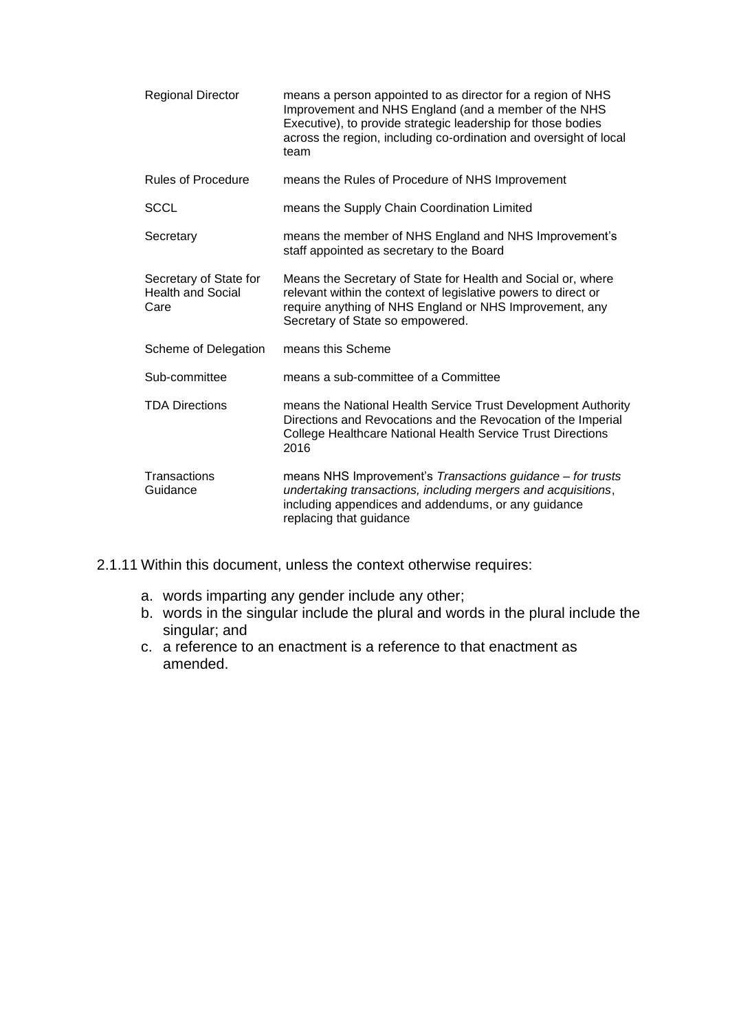| | |
|---|---|
| Regional Director | means a person appointed to as director for a region of NHS Improvement and NHS England (and a member of the NHS Executive), to provide strategic leadership for those bodies across the region, including co-ordination and oversight of local team |
| Rules of Procedure | means the Rules of Procedure of NHS Improvement |
| SCCL | means the Supply Chain Coordination Limited |
| Secretary | means the member of NHS England and NHS Improvement's staff appointed as secretary to the Board |
| Secretary of State for Health and Social Care | Means the Secretary of State for Health and Social or, where relevant within the context of legislative powers to direct or require anything of NHS England or NHS Improvement, any Secretary of State so empowered. |
| Scheme of Delegation | means this Scheme |
| Sub-committee | means a sub-committee of a Committee |
| TDA Directions | means the National Health Service Trust Development Authority Directions and Revocations and the Revocation of the Imperial College Healthcare National Health Service Trust Directions 2016 |
| Transactions Guidance | means NHS Improvement's *Transactions guidance – for trusts undertaking transactions, including mergers and acquisitions*, including appendices and addendums, or any guidance replacing that guidance |

2.1.11 Within this document, unless the context otherwise requires:

a. words imparting any gender include any other;
b. words in the singular include the plural and words in the plural include the singular; and
c. a reference to an enactment is a reference to that enactment as amended.